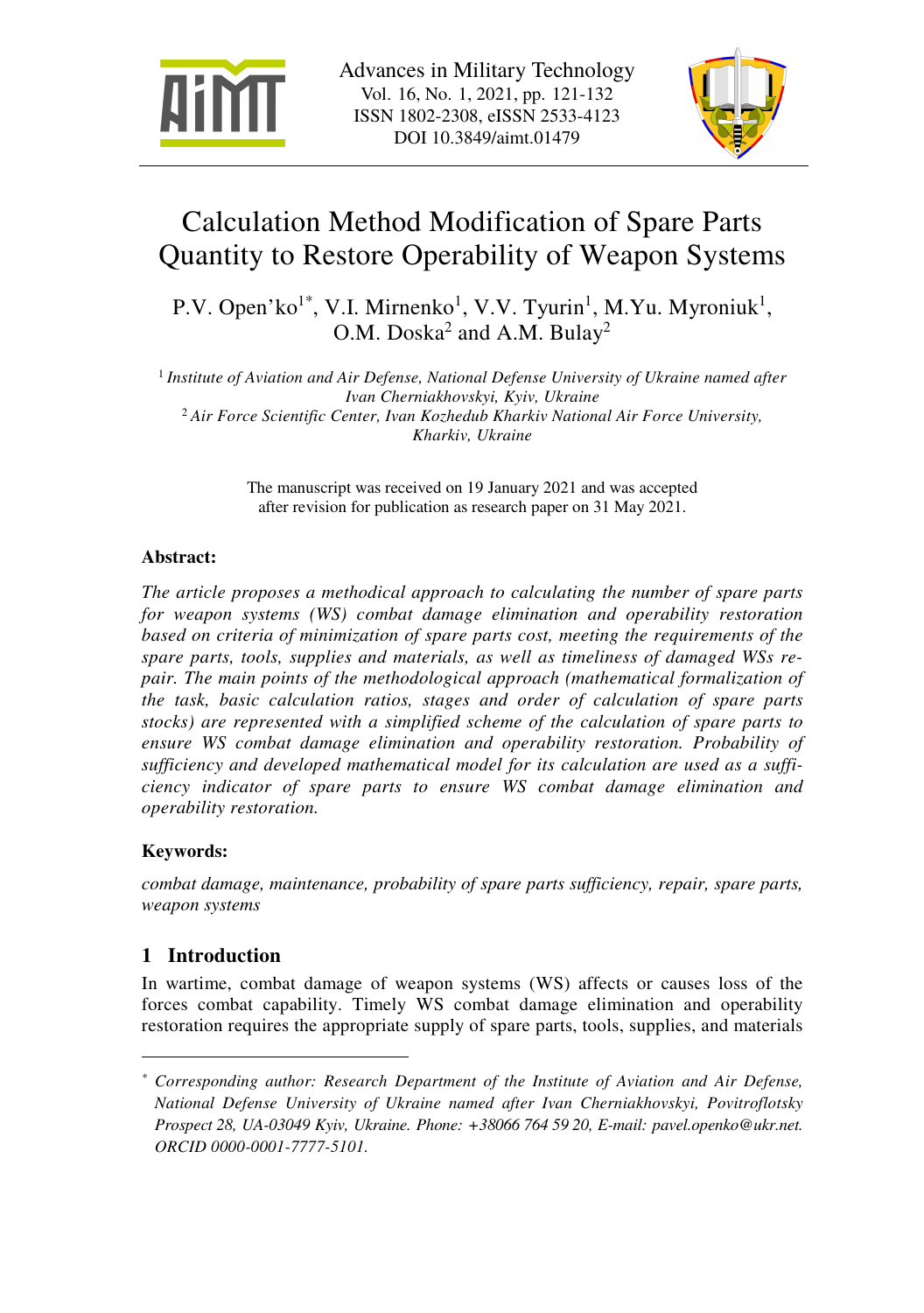Advances in Military Technology
Vol. 16, No. 1, 2021, pp. 121-132
ISSN 1802-2308, eISSN 2533-4123
DOI 10.3849/aimt.01479

# Calculation Method Modification of Spare Parts Quantity to Restore Operability of Weapon Systems

P.V. Open'ko[1*], V.I. Mirnenko[1], V.V. Tyurin[1], M.Yu. Myroniuk[1], O.M. Doska[2] and A.M. Bulay[2]

[1] *Institute of Aviation and Air Defense, National Defense University of Ukraine named after Ivan Cherniakhovskyi, Kyiv, Ukraine*
[2] *Air Force Scientific Center, Ivan Kozhedub Kharkiv National Air Force University, Kharkiv, Ukraine*

The manuscript was received on 19 January 2021 and was accepted after revision for publication as research paper on 31 May 2021.

**Abstract:**

*The article proposes a methodical approach to calculating the number of spare parts for weapon systems (WS) combat damage elimination and operability restoration based on criteria of minimization of spare parts cost, meeting the requirements of the spare parts, tools, supplies and materials, as well as timeliness of damaged WSs repair. The main points of the methodological approach (mathematical formalization of the task, basic calculation ratios, stages and order of calculation of spare parts stocks) are represented with a simplified scheme of the calculation of spare parts to ensure WS combat damage elimination and operability restoration. Probability of sufficiency and developed mathematical model for its calculation are used as a sufficiency indicator of spare parts to ensure WS combat damage elimination and operability restoration.*

**Keywords:**

*combat damage, maintenance, probability of spare parts sufficiency, repair, spare parts, weapon systems*

## 1 Introduction

In wartime, combat damage of weapon systems (WS) affects or causes loss of the forces combat capability. Timely WS combat damage elimination and operability restoration requires the appropriate supply of spare parts, tools, supplies, and materials

---

[*] *Corresponding author: Research Department of the Institute of Aviation and Air Defense, National Defense University of Ukraine named after Ivan Cherniakhovskyi, Povitroflotsky Prospect 28, UA-03049 Kyiv, Ukraine. Phone: +38066 764 59 20, E-mail: pavel.openko@ukr.net. ORCID 0000-0001-7777-5101.*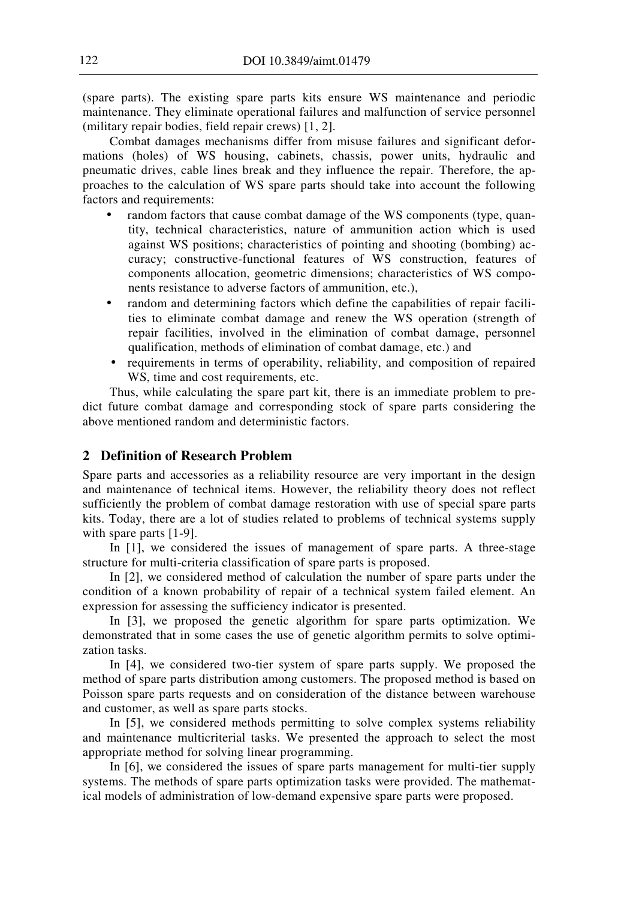(spare parts). The existing spare parts kits ensure WS maintenance and periodic maintenance. They eliminate operational failures and malfunction of service personnel (military repair bodies, field repair crews) [1, 2].

Combat damages mechanisms differ from misuse failures and significant deformations (holes) of WS housing, cabinets, chassis, power units, hydraulic and pneumatic drives, cable lines break and they influence the repair. Therefore, the approaches to the calculation of WS spare parts should take into account the following factors and requirements:

- random factors that cause combat damage of the WS components (type, quantity, technical characteristics, nature of ammunition action which is used against WS positions; characteristics of pointing and shooting (bombing) accuracy; constructive-functional features of WS construction, features of components allocation, geometric dimensions; characteristics of WS components resistance to adverse factors of ammunition, etc.),
- random and determining factors which define the capabilities of repair facilities to eliminate combat damage and renew the WS operation (strength of repair facilities, involved in the elimination of combat damage, personnel qualification, methods of elimination of combat damage, etc.) and
- requirements in terms of operability, reliability, and composition of repaired WS, time and cost requirements, etc.

Thus, while calculating the spare part kit, there is an immediate problem to predict future combat damage and corresponding stock of spare parts considering the above mentioned random and deterministic factors.

## 2 Definition of Research Problem

Spare parts and accessories as a reliability resource are very important in the design and maintenance of technical items. However, the reliability theory does not reflect sufficiently the problem of combat damage restoration with use of special spare parts kits. Today, there are a lot of studies related to problems of technical systems supply with spare parts [1-9].

In [1], we considered the issues of management of spare parts. A three-stage structure for multi-criteria classification of spare parts is proposed.

In [2], we considered method of calculation the number of spare parts under the condition of a known probability of repair of a technical system failed element. An expression for assessing the sufficiency indicator is presented.

In [3], we proposed the genetic algorithm for spare parts optimization. We demonstrated that in some cases the use of genetic algorithm permits to solve optimization tasks.

In [4], we considered two-tier system of spare parts supply. We proposed the method of spare parts distribution among customers. The proposed method is based on Poisson spare parts requests and on consideration of the distance between warehouse and customer, as well as spare parts stocks.

In [5], we considered methods permitting to solve complex systems reliability and maintenance multicriterial tasks. We presented the approach to select the most appropriate method for solving linear programming.

In [6], we considered the issues of spare parts management for multi-tier supply systems. The methods of spare parts optimization tasks were provided. The mathematical models of administration of low-demand expensive spare parts were proposed.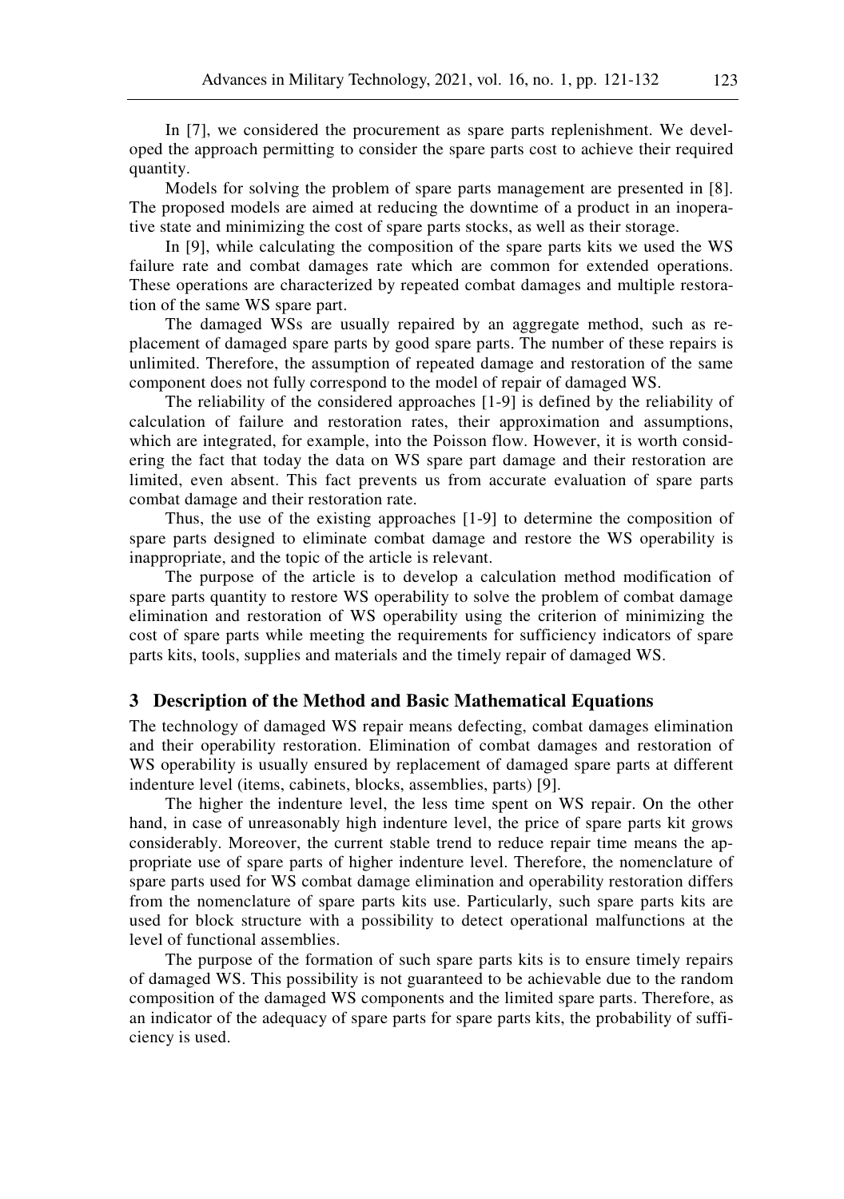In [7], we considered the procurement as spare parts replenishment. We developed the approach permitting to consider the spare parts cost to achieve their required quantity.

Models for solving the problem of spare parts management are presented in [8]. The proposed models are aimed at reducing the downtime of a product in an inoperative state and minimizing the cost of spare parts stocks, as well as their storage.

In [9], while calculating the composition of the spare parts kits we used the WS failure rate and combat damages rate which are common for extended operations. These operations are characterized by repeated combat damages and multiple restoration of the same WS spare part.

The damaged WSs are usually repaired by an aggregate method, such as replacement of damaged spare parts by good spare parts. The number of these repairs is unlimited. Therefore, the assumption of repeated damage and restoration of the same component does not fully correspond to the model of repair of damaged WS.

The reliability of the considered approaches [1-9] is defined by the reliability of calculation of failure and restoration rates, their approximation and assumptions, which are integrated, for example, into the Poisson flow. However, it is worth considering the fact that today the data on WS spare part damage and their restoration are limited, even absent. This fact prevents us from accurate evaluation of spare parts combat damage and their restoration rate.

Thus, the use of the existing approaches [1-9] to determine the composition of spare parts designed to eliminate combat damage and restore the WS operability is inappropriate, and the topic of the article is relevant.

The purpose of the article is to develop a calculation method modification of spare parts quantity to restore WS operability to solve the problem of combat damage elimination and restoration of WS operability using the criterion of minimizing the cost of spare parts while meeting the requirements for sufficiency indicators of spare parts kits, tools, supplies and materials and the timely repair of damaged WS.

## 3 Description of the Method and Basic Mathematical Equations

The technology of damaged WS repair means defecting, combat damages elimination and their operability restoration. Elimination of combat damages and restoration of WS operability is usually ensured by replacement of damaged spare parts at different indenture level (items, cabinets, blocks, assemblies, parts) [9].

The higher the indenture level, the less time spent on WS repair. On the other hand, in case of unreasonably high indenture level, the price of spare parts kit grows considerably. Moreover, the current stable trend to reduce repair time means the appropriate use of spare parts of higher indenture level. Therefore, the nomenclature of spare parts used for WS combat damage elimination and operability restoration differs from the nomenclature of spare parts kits use. Particularly, such spare parts kits are used for block structure with a possibility to detect operational malfunctions at the level of functional assemblies.

The purpose of the formation of such spare parts kits is to ensure timely repairs of damaged WS. This possibility is not guaranteed to be achievable due to the random composition of the damaged WS components and the limited spare parts. Therefore, as an indicator of the adequacy of spare parts for spare parts kits, the probability of sufficiency is used.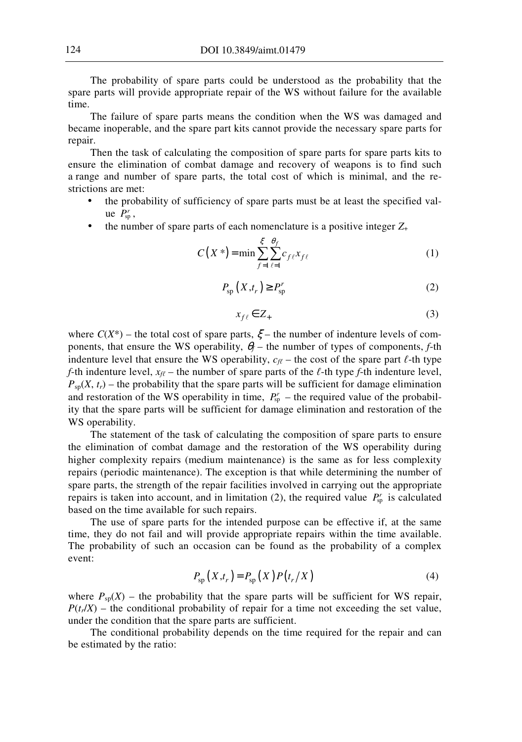The probability of spare parts could be understood as the probability that the spare parts will provide appropriate repair of the WS without failure for the available time.

The failure of spare parts means the condition when the WS was damaged and became inoperable, and the spare part kits cannot provide the necessary spare parts for repair.

Then the task of calculating the composition of spare parts for spare parts kits to ensure the elimination of combat damage and recovery of weapons is to find such a range and number of spare parts, the total cost of which is minimal, and the restrictions are met:

- the probability of sufficiency of spare parts must be at least the specified value $P_{\text{sp}}^{r}$,
- the number of spare parts of each nomenclature is a positive integer $Z_{+}$

$$C\left(X^{*}\right) = \min \sum_{f=1}^{\xi} \sum_{\ell=1}^{\theta_f} c_{f\ell} x_{f\ell} \tag{1}$$

$$P_{\text{sp}}\left(X, t_r\right) \geq P_{\text{sp}}^{r} \tag{2}$$

$$x_{f\ell} \in Z_{+} \tag{3}$$

where $C(X^{*})$ – the total cost of spare parts, $\xi$ – the number of indenture levels of components, that ensure the WS operability, $\theta_f$ – the number of types of components, $f$-th indenture level that ensure the WS operability, $c_{f\ell}$ – the cost of the spare part $\ell$-th type $f$-th indenture level, $x_{f\ell}$ – the number of spare parts of the $\ell$-th type $f$-th indenture level, $P_{\text{sp}}(X, t_r)$ – the probability that the spare parts will be sufficient for damage elimination and restoration of the WS operability in time, $P_{\text{sp}}^{r}$ – the required value of the probability that the spare parts will be sufficient for damage elimination and restoration of the WS operability.

The statement of the task of calculating the composition of spare parts to ensure the elimination of combat damage and the restoration of the WS operability during higher complexity repairs (medium maintenance) is the same as for less complexity repairs (periodic maintenance). The exception is that while determining the number of spare parts, the strength of the repair facilities involved in carrying out the appropriate repairs is taken into account, and in limitation (2), the required value $P_{\text{sp}}^{r}$ is calculated based on the time available for such repairs.

The use of spare parts for the intended purpose can be effective if, at the same time, they do not fail and will provide appropriate repairs within the time available. The probability of such an occasion can be found as the probability of a complex event:

$$P_{\text{sp}}\left(X, t_r\right) = P_{\text{sp}}\left(X\right) P\left(t_r / X\right) \tag{4}$$

where $P_{\text{sp}}(X)$ – the probability that the spare parts will be sufficient for WS repair, $P(t_r/X)$ – the conditional probability of repair for a time not exceeding the set value, under the condition that the spare parts are sufficient.

The conditional probability depends on the time required for the repair and can be estimated by the ratio: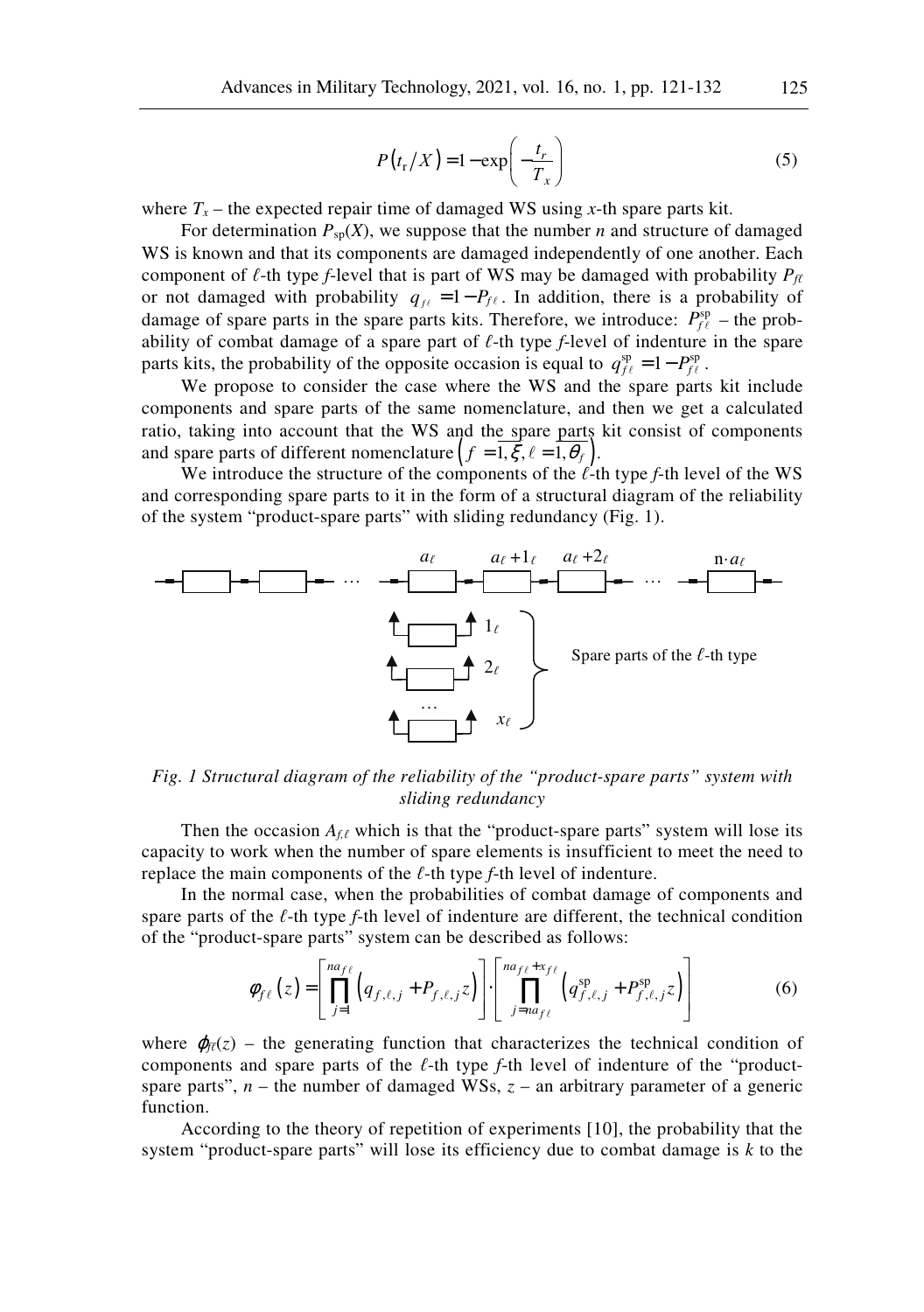$$P\left(t_r/X\right) = 1 - \exp\left(-\frac{t_r}{T_x}\right) \tag{5}$$

where $T_x$ – the expected repair time of damaged WS using $x$-th spare parts kit.

For determination $P_{sp}(X)$, we suppose that the number $n$ and structure of damaged WS is known and that its components are damaged independently of one another. Each component of $\ell$-th type $f$-level that is part of WS may be damaged with probability $P_{f\ell}$ or not damaged with probability $q_{f\ell} = 1 - P_{f\ell}$. In addition, there is a probability of damage of spare parts in the spare parts kits. Therefore, we introduce: $P_{f\ell}^{sp}$ – the probability of combat damage of a spare part of $\ell$-th type $f$-level of indenture in the spare parts kits, the probability of the opposite occasion is equal to $q_{f\ell}^{sp} = 1 - P_{f\ell}^{sp}$.

We propose to consider the case where the WS and the spare parts kit include components and spare parts of the same nomenclature, and then we get a calculated ratio, taking into account that the WS and the spare parts kit consist of components and spare parts of different nomenclature $\left(f = \overline{1,\xi}, \ell = \overline{1,\theta_f}\right)$.

We introduce the structure of the components of the $\ell$-th type $f$-th level of the WS and corresponding spare parts to it in the form of a structural diagram of the reliability of the system "product-spare parts" with sliding redundancy (Fig. 1).

*Fig. 1 Structural diagram of the reliability of the "product-spare parts" system with sliding redundancy*

Then the occasion $A_{f,\ell}$ which is that the "product-spare parts" system will lose its capacity to work when the number of spare elements is insufficient to meet the need to replace the main components of the $\ell$-th type $f$-th level of indenture.

In the normal case, when the probabilities of combat damage of components and spare parts of the $\ell$-th type $f$-th level of indenture are different, the technical condition of the "product-spare parts" system can be described as follows:

$$\varphi_{f\ell}(z) = \left[\prod_{j=1}^{na_{f\ell}} \left(q_{f,\ell,j} + P_{f,\ell,j} z\right)\right] \cdot \left[\prod_{j=na_{f\ell}}^{na_{f\ell}+x_{f\ell}} \left(q_{f,\ell,j}^{sp} + P_{f,\ell,j}^{sp} z\right)\right] \tag{6}$$

where $\varphi_{f\ell}(z)$ – the generating function that characterizes the technical condition of components and spare parts of the $\ell$-th type $f$-th level of indenture of the "product-spare parts", $n$ – the number of damaged WSs, $z$ – an arbitrary parameter of a generic function.

According to the theory of repetition of experiments [10], the probability that the system "product-spare parts" will lose its efficiency due to combat damage is $k$ to the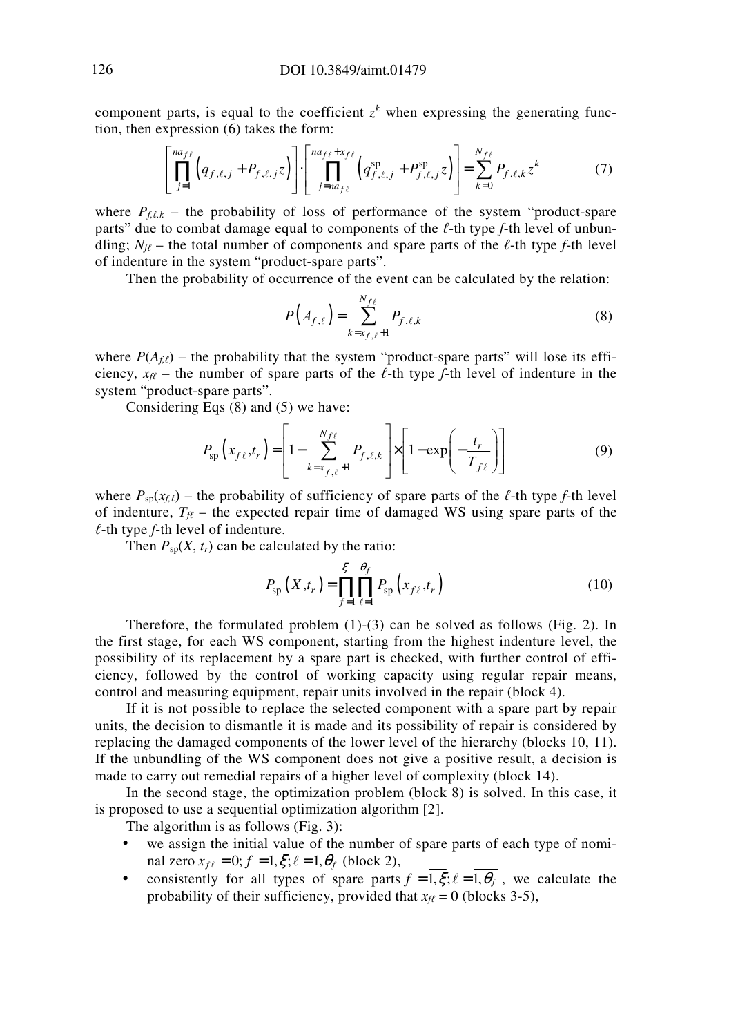component parts, is equal to the coefficient $z^k$ when expressing the generating function, then expression (6) takes the form:

$$\left[\prod_{j=1}^{na_{f\ell}}\left(q_{f,\ell,j}+P_{f,\ell,j}z\right)\right]\cdot\left[\prod_{j=na_{f\ell}}^{na_{f\ell}+x_{f\ell}}\left(q_{f,\ell,j}^{\text{sp}}+P_{f,\ell,j}^{\text{sp}}z\right)\right]=\sum_{k=0}^{N_{f\ell}}P_{f,\ell,k}z^k \tag{7}$$

where $P_{f,\ell,k}$ – the probability of loss of performance of the system "product-spare parts" due to combat damage equal to components of the $\ell$-th type $f$-th level of unbundling; $N_{f\ell}$ – the total number of components and spare parts of the $\ell$-th type $f$-th level of indenture in the system "product-spare parts".

Then the probability of occurrence of the event can be calculated by the relation:

$$P\left(A_{f,\ell}\right)=\sum_{k=x_{f,\ell}+1}^{N_{f\ell}}P_{f,\ell,k} \tag{8}$$

where $P(A_{f,\ell})$ – the probability that the system "product-spare parts" will lose its efficiency, $x_{f\ell}$ – the number of spare parts of the $\ell$-th type $f$-th level of indenture in the system "product-spare parts".

Considering Eqs (8) and (5) we have:

$$P_{\text{sp}}\left(x_{f\ell},t_r\right)=\left[1-\sum_{k=x_{f,\ell}+1}^{N_{f\ell}}P_{f,\ell,k}\right]\times\left[1-\exp\left(-\frac{t_r}{T_{f\ell}}\right)\right] \tag{9}$$

where $P_{\text{sp}}(x_{f,\ell})$ – the probability of sufficiency of spare parts of the $\ell$-th type $f$-th level of indenture, $T_{f\ell}$ – the expected repair time of damaged WS using spare parts of the $\ell$-th type $f$-th level of indenture.

Then $P_{\text{sp}}(X, t_r)$ can be calculated by the ratio:

$$P_{\text{sp}}\left(X,t_r\right)=\prod_{f=1}^{\xi}\prod_{\ell=1}^{\theta_f}P_{\text{sp}}\left(x_{f\ell},t_r\right) \tag{10}$$

Therefore, the formulated problem (1)-(3) can be solved as follows (Fig. 2). In the first stage, for each WS component, starting from the highest indenture level, the possibility of its replacement by a spare part is checked, with further control of efficiency, followed by the control of working capacity using regular repair means, control and measuring equipment, repair units involved in the repair (block 4).

If it is not possible to replace the selected component with a spare part by repair units, the decision to dismantle it is made and its possibility of repair is considered by replacing the damaged components of the lower level of the hierarchy (blocks 10, 11). If the unbundling of the WS component does not give a positive result, a decision is made to carry out remedial repairs of a higher level of complexity (block 14).

In the second stage, the optimization problem (block 8) is solved. In this case, it is proposed to use a sequential optimization algorithm [2].

The algorithm is as follows (Fig. 3):

- we assign the initial value of the number of spare parts of each type of nominal zero $x_{f\ell}=0; f=\overline{1,\xi}; \ell=\overline{1,\theta_f}$ (block 2),
- consistently for all types of spare parts $f=\overline{1,\xi}; \ell=\overline{1,\theta_f}$, we calculate the probability of their sufficiency, provided that $x_{f\ell}=0$ (blocks 3-5),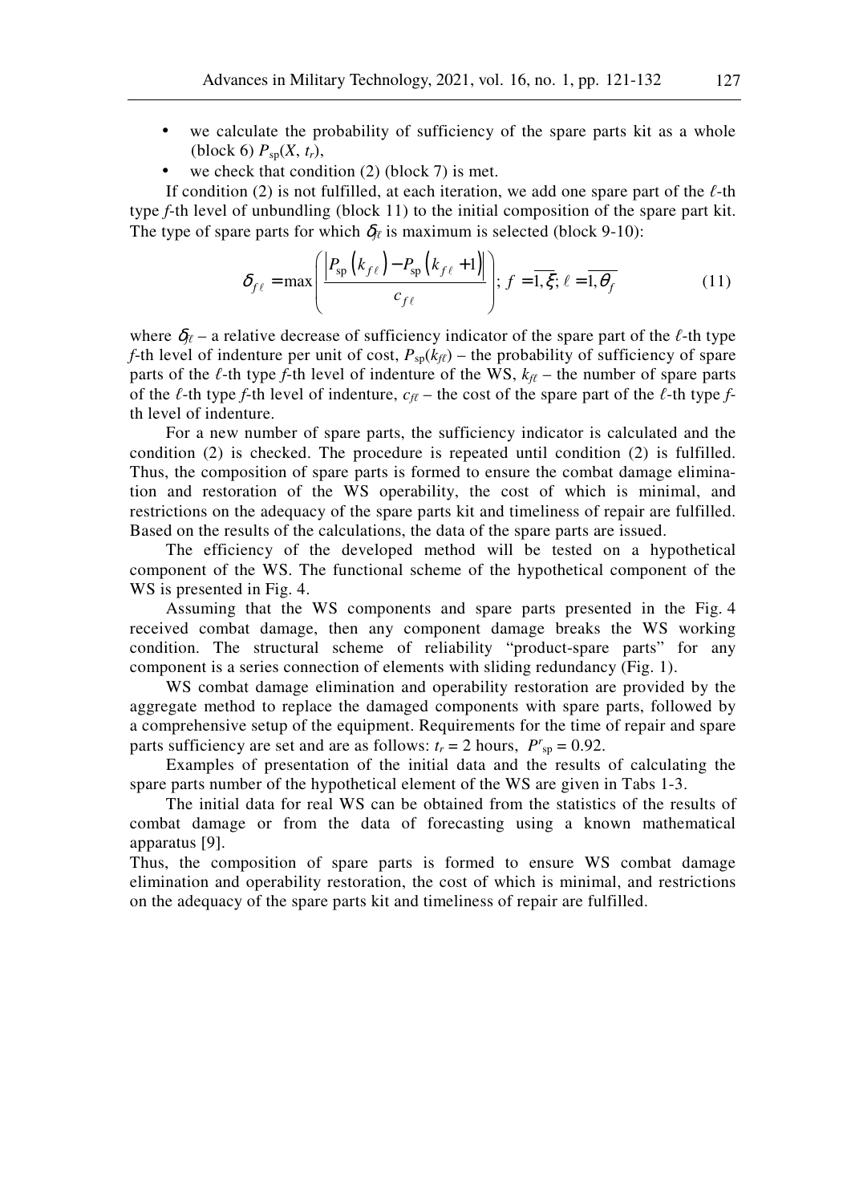- we calculate the probability of sufficiency of the spare parts kit as a whole (block 6) $P_{sp}(X, t_r)$,
- we check that condition (2) (block 7) is met.

If condition (2) is not fulfilled, at each iteration, we add one spare part of the $\ell$-th type $f$-th level of unbundling (block 11) to the initial composition of the spare part kit. The type of spare parts for which $\delta_{f\ell}$ is maximum is selected (block 9-10):

$$\delta_{f\ell} = \max\left(\frac{\left|P_{sp}\left(k_{f\ell}\right) - P_{sp}\left(k_{f\ell}+1\right)\right|}{c_{f\ell}}\right);\ f = \overline{1,\xi};\ \ell = \overline{1,\theta_f} \tag{11}$$

where $\delta_{f\ell}$ – a relative decrease of sufficiency indicator of the spare part of the $\ell$-th type $f$-th level of indenture per unit of cost, $P_{sp}(k_{f\ell})$ – the probability of sufficiency of spare parts of the $\ell$-th type $f$-th level of indenture of the WS, $k_{f\ell}$ – the number of spare parts of the $\ell$-th type $f$-th level of indenture, $c_{f\ell}$ – the cost of the spare part of the $\ell$-th type $f$-th level of indenture.

For a new number of spare parts, the sufficiency indicator is calculated and the condition (2) is checked. The procedure is repeated until condition (2) is fulfilled. Thus, the composition of spare parts is formed to ensure the combat damage elimination and restoration of the WS operability, the cost of which is minimal, and restrictions on the adequacy of the spare parts kit and timeliness of repair are fulfilled. Based on the results of the calculations, the data of the spare parts are issued.

The efficiency of the developed method will be tested on a hypothetical component of the WS. The functional scheme of the hypothetical component of the WS is presented in Fig. 4.

Assuming that the WS components and spare parts presented in the Fig. 4 received combat damage, then any component damage breaks the WS working condition. The structural scheme of reliability "product-spare parts" for any component is a series connection of elements with sliding redundancy (Fig. 1).

WS combat damage elimination and operability restoration are provided by the aggregate method to replace the damaged components with spare parts, followed by a comprehensive setup of the equipment. Requirements for the time of repair and spare parts sufficiency are set and are as follows: $t_r = 2$ hours, $P^r_{sp} = 0.92$.

Examples of presentation of the initial data and the results of calculating the spare parts number of the hypothetical element of the WS are given in Tabs 1-3.

The initial data for real WS can be obtained from the statistics of the results of combat damage or from the data of forecasting using a known mathematical apparatus [9].

Thus, the composition of spare parts is formed to ensure WS combat damage elimination and operability restoration, the cost of which is minimal, and restrictions on the adequacy of the spare parts kit and timeliness of repair are fulfilled.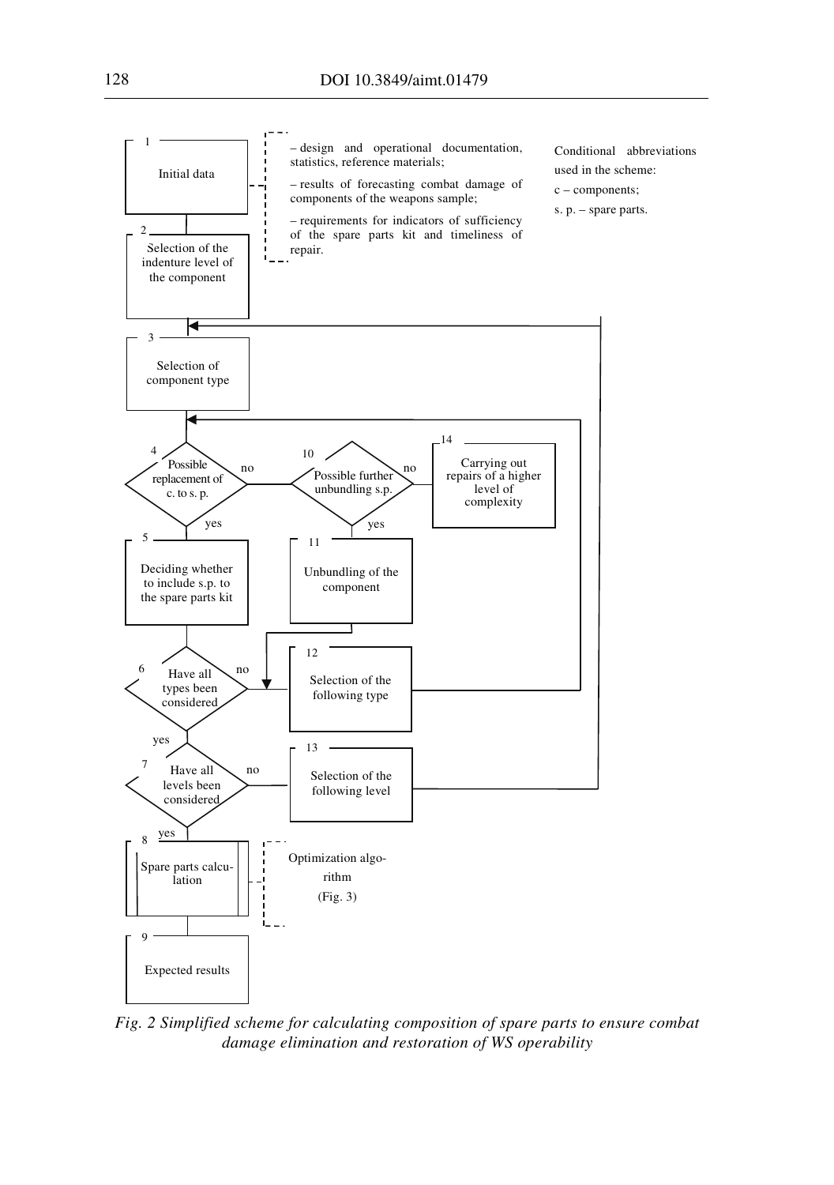1 Initial data

– design and operational documentation, statistics, reference materials;

– results of forecasting combat damage of components of the weapons sample;

– requirements for indicators of sufficiency of the spare parts kit and timeliness of repair.

Conditional abbreviations used in the scheme:

c – components;

s. p. – spare parts.

2 Selection of the indenture level of the component

3 Selection of component type

4 Possible replacement of c. to s. p. (no → 10; yes → 5)

5 Deciding whether to include s.p. to the spare parts kit

6 Have all types been considered (no → 12; yes → 7)

7 Have all levels been considered (no → 13; yes → 8)

8 Spare parts calculation

Optimization algorithm (Fig. 3)

9 Expected results

10 Possible further unbundling s.p. (no → 14; yes → 11)

11 Unbundling of the component

12 Selection of the following type

13 Selection of the following level

14 Carrying out repairs of a higher level of complexity

*Fig. 2 Simplified scheme for calculating composition of spare parts to ensure combat damage elimination and restoration of WS operability*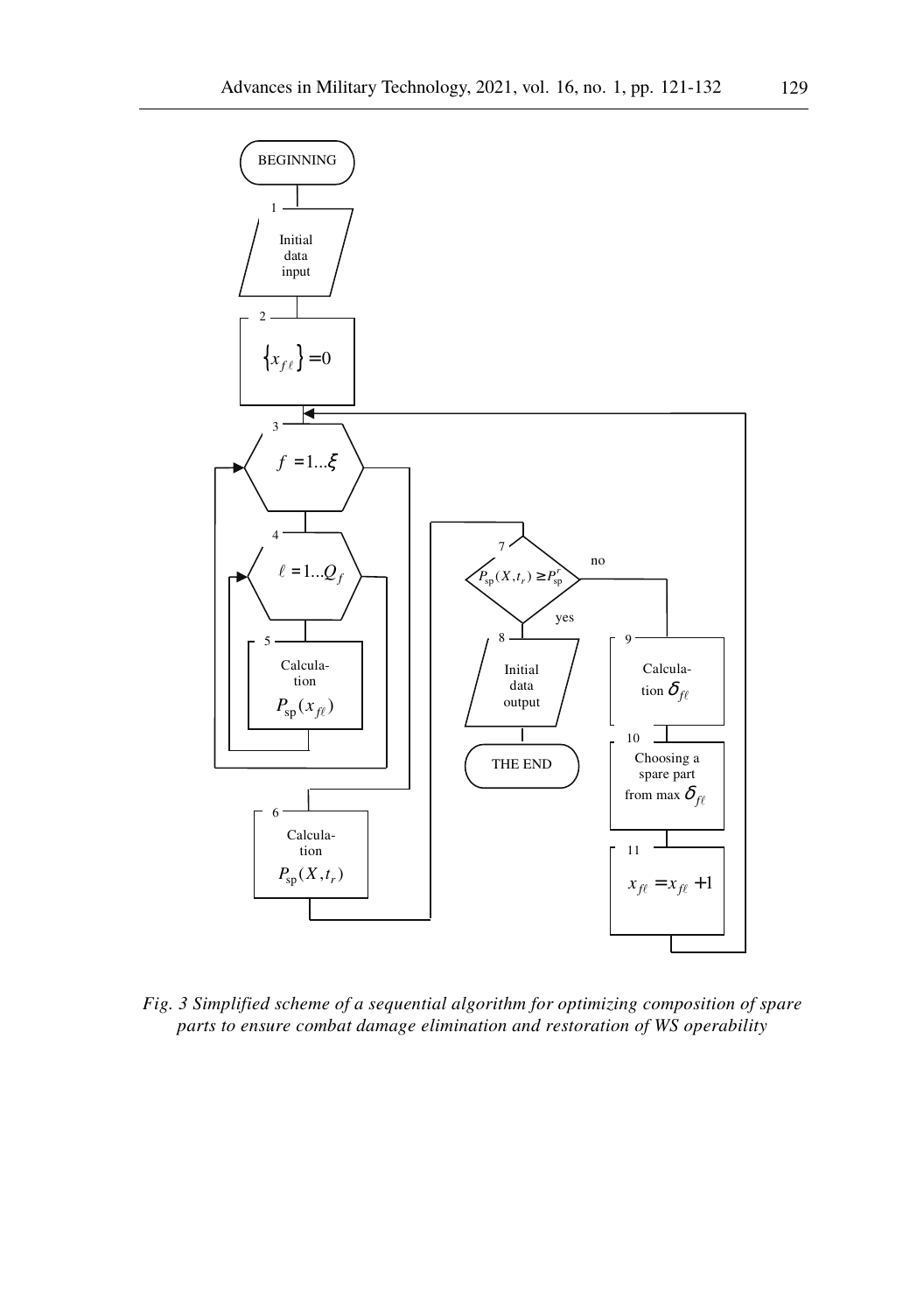BEGINNING

1 Initial data input

2 $\{x_{f\ell}\} = 0$

3 $f = 1...\xi$

4 $\ell = 1...Q_f$

5 Calculation $P_{\text{sp}}(x_{f\ell})$

6 Calculation $P_{\text{sp}}(X, t_r)$

7 $P_{\text{sp}}(X, t_r) \geq P_{\text{sp}}^r$ (yes → 8; no → 9)

8 Initial data output

THE END

9 Calculation $\delta_{f\ell}$

10 Choosing a spare part from max $\delta_{f\ell}$

11 $x_{f\ell} = x_{f\ell} + 1$ (→ 3)

*Fig. 3 Simplified scheme of a sequential algorithm for optimizing composition of spare parts to ensure combat damage elimination and restoration of WS operability*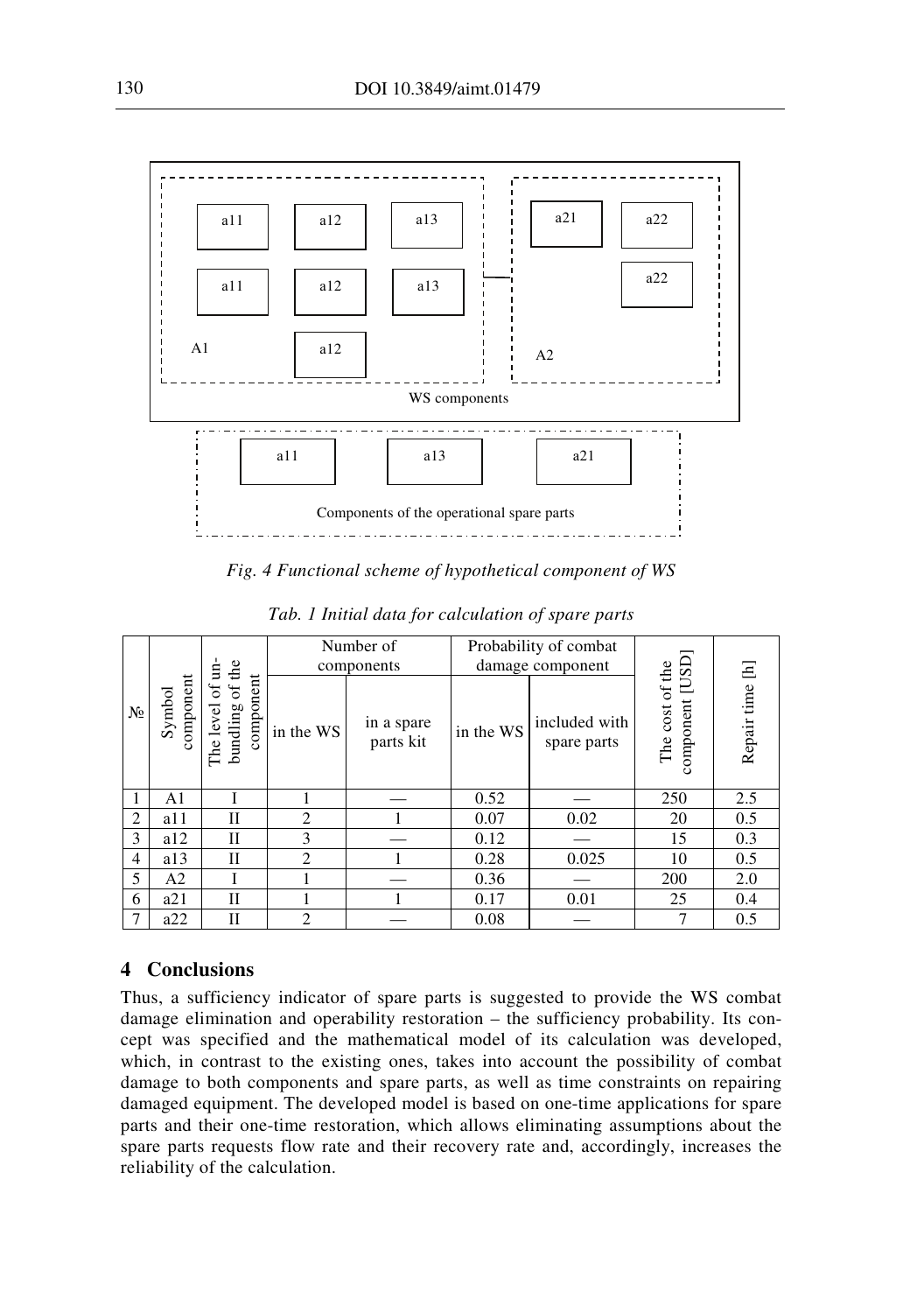*Fig. 4 Functional scheme of hypothetical component of WS*

*Tab. 1 Initial data for calculation of spare parts*

| № | Symbol component | The level of un-bundling of the component | Number of components | | Probability of combat damage component | | The cost of the component [USD] | Repair time [h] |
|---|---|---|---|---|---|---|---|---|
| | | | in the WS | in a spare parts kit | in the WS | included with spare parts | | |
| 1 | A1 | I | 1 | — | 0.52 | — | 250 | 2.5 |
| 2 | a11 | II | 2 | 1 | 0.07 | 0.02 | 20 | 0.5 |
| 3 | a12 | II | 3 | — | 0.12 | — | 15 | 0.3 |
| 4 | a13 | II | 2 | 1 | 0.28 | 0.025 | 10 | 0.5 |
| 5 | A2 | I | 1 | — | 0.36 | — | 200 | 2.0 |
| 6 | a21 | II | 1 | 1 | 0.17 | 0.01 | 25 | 0.4 |
| 7 | a22 | II | 2 | — | 0.08 | — | 7 | 0.5 |

## 4 Conclusions

Thus, a sufficiency indicator of spare parts is suggested to provide the WS combat damage elimination and operability restoration – the sufficiency probability. Its concept was specified and the mathematical model of its calculation was developed, which, in contrast to the existing ones, takes into account the possibility of combat damage to both components and spare parts, as well as time constraints on repairing damaged equipment. The developed model is based on one-time applications for spare parts and their one-time restoration, which allows eliminating assumptions about the spare parts requests flow rate and their recovery rate and, accordingly, increases the reliability of the calculation.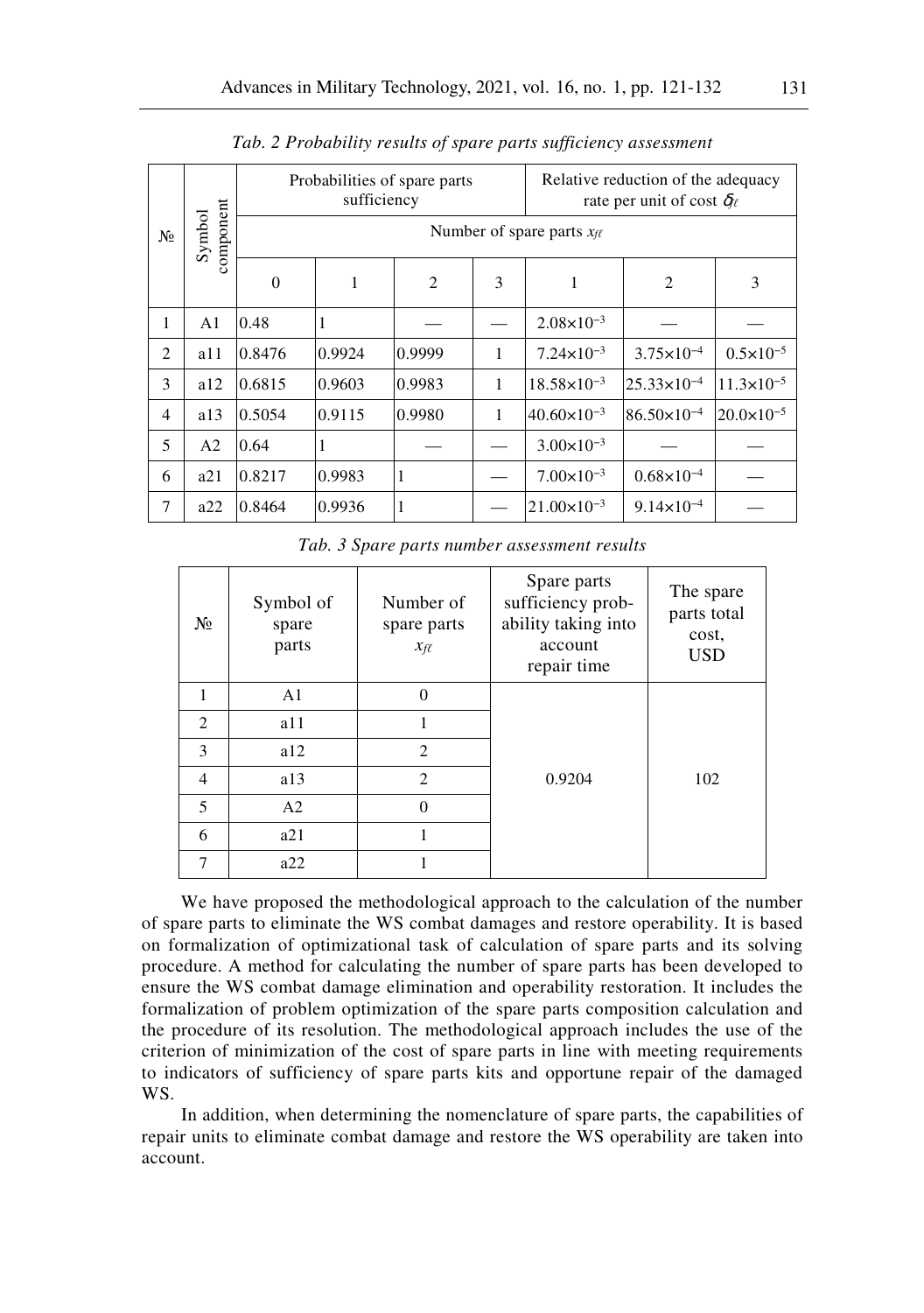*Tab. 2 Probability results of spare parts sufficiency assessment*

| № | Symbol component | Probabilities of spare parts sufficiency | | | | Relative reduction of the adequacy rate per unit of cost $\delta_{f\ell}$ | | |
|---|---|---|---|---|---|---|---|---|
| | | Number of spare parts $x_{f\ell}$ | | | | | | |
| | | 0 | 1 | 2 | 3 | 1 | 2 | 3 |
| 1 | A1 | 0.48 | 1 | — | — | $2.08\times10^{-3}$ | — | — |
| 2 | a11 | 0.8476 | 0.9924 | 0.9999 | 1 | $7.24\times10^{-3}$ | $3.75\times10^{-4}$ | $0.5\times10^{-5}$ |
| 3 | a12 | 0.6815 | 0.9603 | 0.9983 | 1 | $18.58\times10^{-3}$ | $25.33\times10^{-4}$ | $11.3\times10^{-5}$ |
| 4 | a13 | 0.5054 | 0.9115 | 0.9980 | 1 | $40.60\times10^{-3}$ | $86.50\times10^{-4}$ | $20.0\times10^{-5}$ |
| 5 | A2 | 0.64 | 1 | — | — | $3.00\times10^{-3}$ | — | — |
| 6 | a21 | 0.8217 | 0.9983 | 1 | — | $7.00\times10^{-3}$ | $0.68\times10^{-4}$ | — |
| 7 | a22 | 0.8464 | 0.9936 | 1 | — | $21.00\times10^{-3}$ | $9.14\times10^{-4}$ | — |

*Tab. 3 Spare parts number assessment results*

| № | Symbol of spare parts | Number of spare parts $x_{f\ell}$ | Spare parts sufficiency probability taking into account repair time | The spare parts total cost, USD |
|---|---|---|---|---|
| 1 | A1 | 0 | 0.9204 | 102 |
| 2 | a11 | 1 | | |
| 3 | a12 | 2 | | |
| 4 | a13 | 2 | | |
| 5 | A2 | 0 | | |
| 6 | a21 | 1 | | |
| 7 | a22 | 1 | | |

We have proposed the methodological approach to the calculation of the number of spare parts to eliminate the WS combat damages and restore operability. It is based on formalization of optimizational task of calculation of spare parts and its solving procedure. A method for calculating the number of spare parts has been developed to ensure the WS combat damage elimination and operability restoration. It includes the formalization of problem optimization of the spare parts composition calculation and the procedure of its resolution. The methodological approach includes the use of the criterion of minimization of the cost of spare parts in line with meeting requirements to indicators of sufficiency of spare parts kits and opportune repair of the damaged WS.

In addition, when determining the nomenclature of spare parts, the capabilities of repair units to eliminate combat damage and restore the WS operability are taken into account.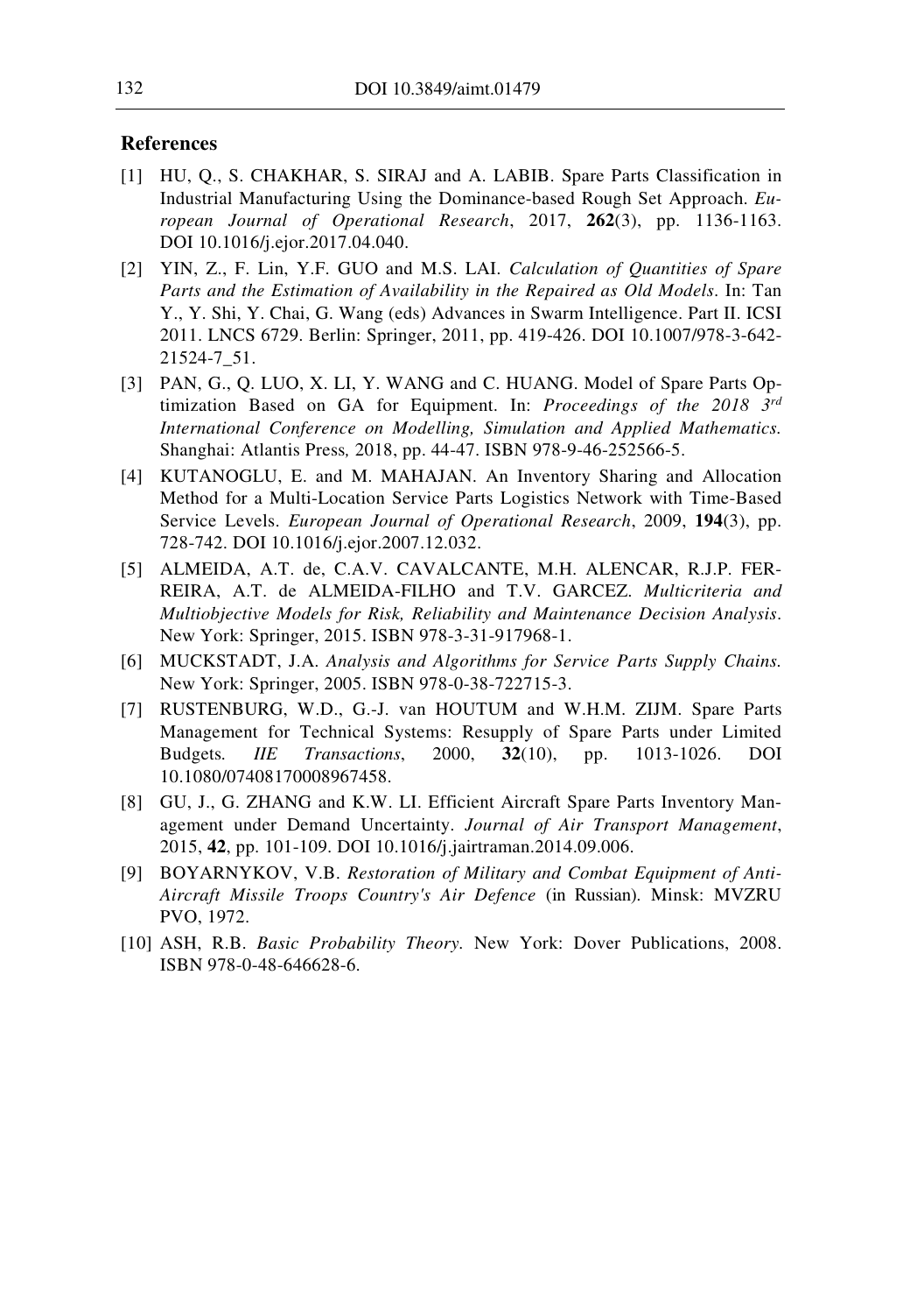## References

[1] HU, Q., S. CHAKHAR, S. SIRAJ and A. LABIB. Spare Parts Classification in Industrial Manufacturing Using the Dominance-based Rough Set Approach. *European Journal of Operational Research*, 2017, **262**(3), pp. 1136-1163. DOI 10.1016/j.ejor.2017.04.040.

[2] YIN, Z., F. Lin, Y.F. GUO and M.S. LAI. *Calculation of Quantities of Spare Parts and the Estimation of Availability in the Repaired as Old Models*. In: Tan Y., Y. Shi, Y. Chai, G. Wang (eds) Advances in Swarm Intelligence. Part II. ICSI 2011. LNCS 6729. Berlin: Springer, 2011, pp. 419-426. DOI 10.1007/978-3-642-21524-7_51.

[3] PAN, G., Q. LUO, X. LI, Y. WANG and C. HUANG. Model of Spare Parts Optimization Based on GA for Equipment. In: *Proceedings of the 2018 3rd International Conference on Modelling, Simulation and Applied Mathematics.* Shanghai: Atlantis Press, 2018, pp. 44-47. ISBN 978-9-46-252566-5.

[4] KUTANOGLU, E. and M. MAHAJAN. An Inventory Sharing and Allocation Method for a Multi-Location Service Parts Logistics Network with Time-Based Service Levels. *European Journal of Operational Research*, 2009, **194**(3), pp. 728-742. DOI 10.1016/j.ejor.2007.12.032.

[5] ALMEIDA, A.T. de, C.A.V. CAVALCANTE, M.H. ALENCAR, R.J.P. FERREIRA, A.T. de ALMEIDA-FILHO and T.V. GARCEZ. *Multicriteria and Multiobjective Models for Risk, Reliability and Maintenance Decision Analysis*. New York: Springer, 2015. ISBN 978-3-31-917968-1.

[6] MUCKSTADT, J.A. *Analysis and Algorithms for Service Parts Supply Chains.* New York: Springer, 2005. ISBN 978-0-38-722715-3.

[7] RUSTENBURG, W.D., G.-J. van HOUTUM and W.H.M. ZIJM. Spare Parts Management for Technical Systems: Resupply of Spare Parts under Limited Budgets. *IIE Transactions*, 2000, **32**(10), pp. 1013-1026. DOI 10.1080/07408170008967458.

[8] GU, J., G. ZHANG and K.W. LI. Efficient Aircraft Spare Parts Inventory Management under Demand Uncertainty. *Journal of Air Transport Management*, 2015, **42**, pp. 101-109. DOI 10.1016/j.jairtraman.2014.09.006.

[9] BOYARNYKOV, V.B. *Restoration of Military and Combat Equipment of Anti-Aircraft Missile Troops Country's Air Defence* (in Russian). Minsk: MVZRU PVO, 1972.

[10] ASH, R.B. *Basic Probability Theory.* New York: Dover Publications, 2008. ISBN 978-0-48-646628-6.